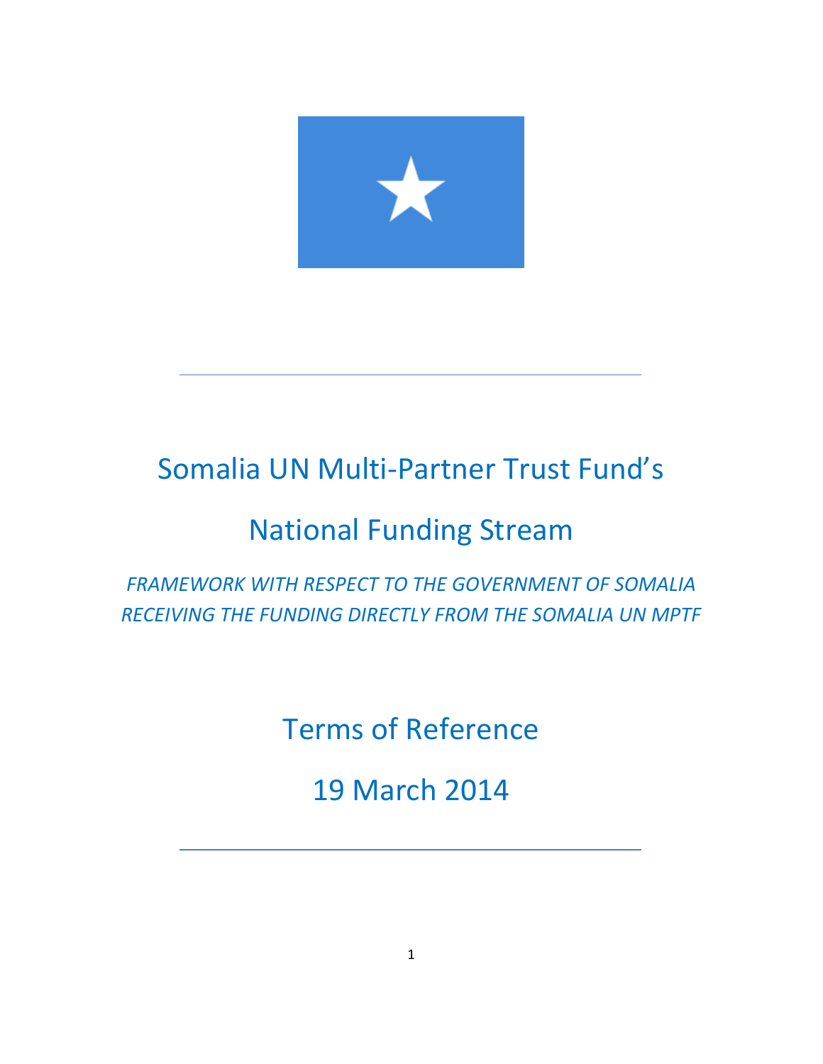# Somalia UN Multi-Partner Trust Fund's

# National Funding Stream

*FRAMEWORK WITH RESPECT TO THE GOVERNMENT OF SOMALIA RECEIVING THE FUNDING DIRECTLY FROM THE SOMALIA UN MPTF*

## Terms of Reference

## 19 March 2014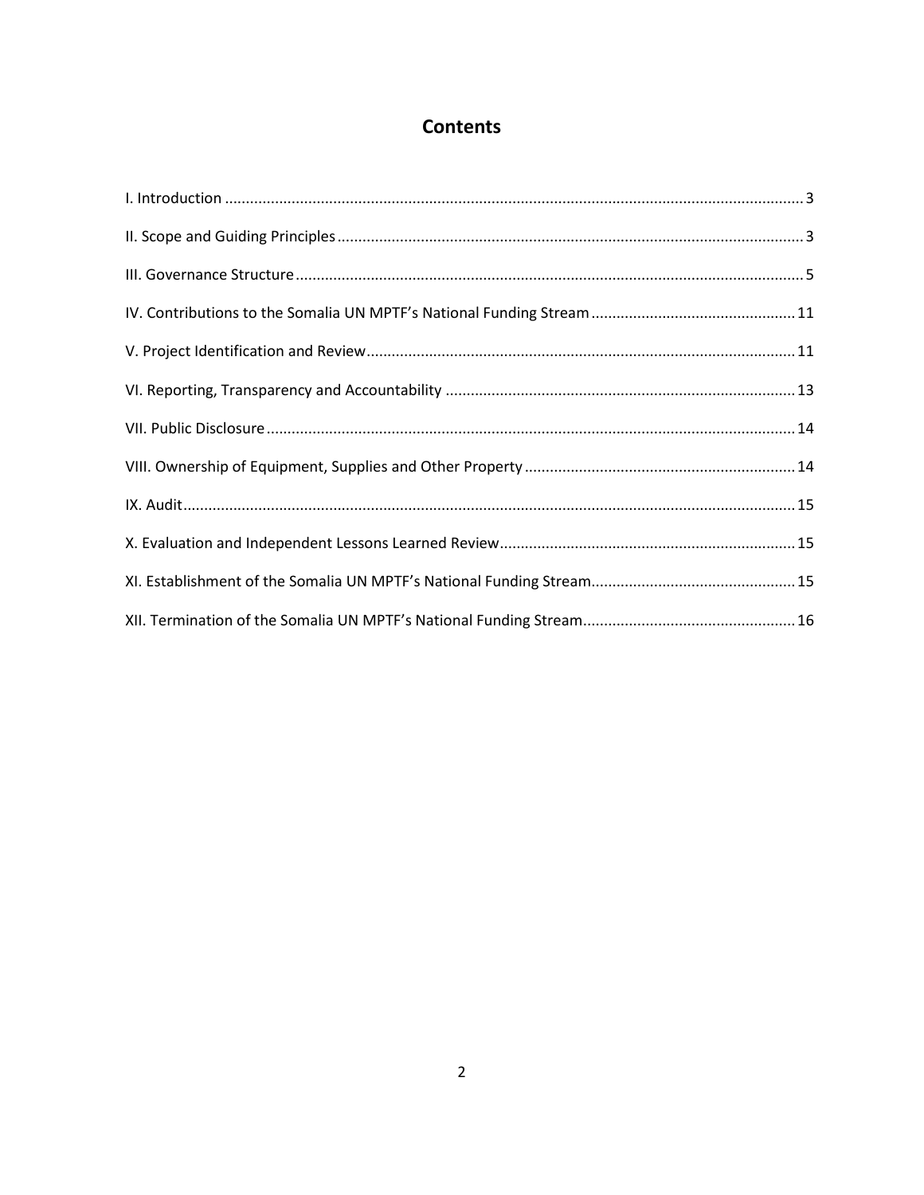# Contents

I. Introduction ........................................................................................................................................ 3

II. Scope and Guiding Principles ............................................................................................................ 3

III. Governance Structure ....................................................................................................................... 5

IV. Contributions to the Somalia UN MPTF's National Funding Stream ............................................... 11

V. Project Identification and Review .................................................................................................... 11

VI. Reporting, Transparency and Accountability .................................................................................. 13

VII. Public Disclosure ............................................................................................................................ 14

VIII. Ownership of Equipment, Supplies and Other Property ............................................................... 14

IX. Audit ............................................................................................................................................... 15

X. Evaluation and Independent Lessons Learned Review ..................................................................... 15

XI. Establishment of the Somalia UN MPTF's National Funding Stream ............................................... 15

XII. Termination of the Somalia UN MPTF's National Funding Stream ................................................. 16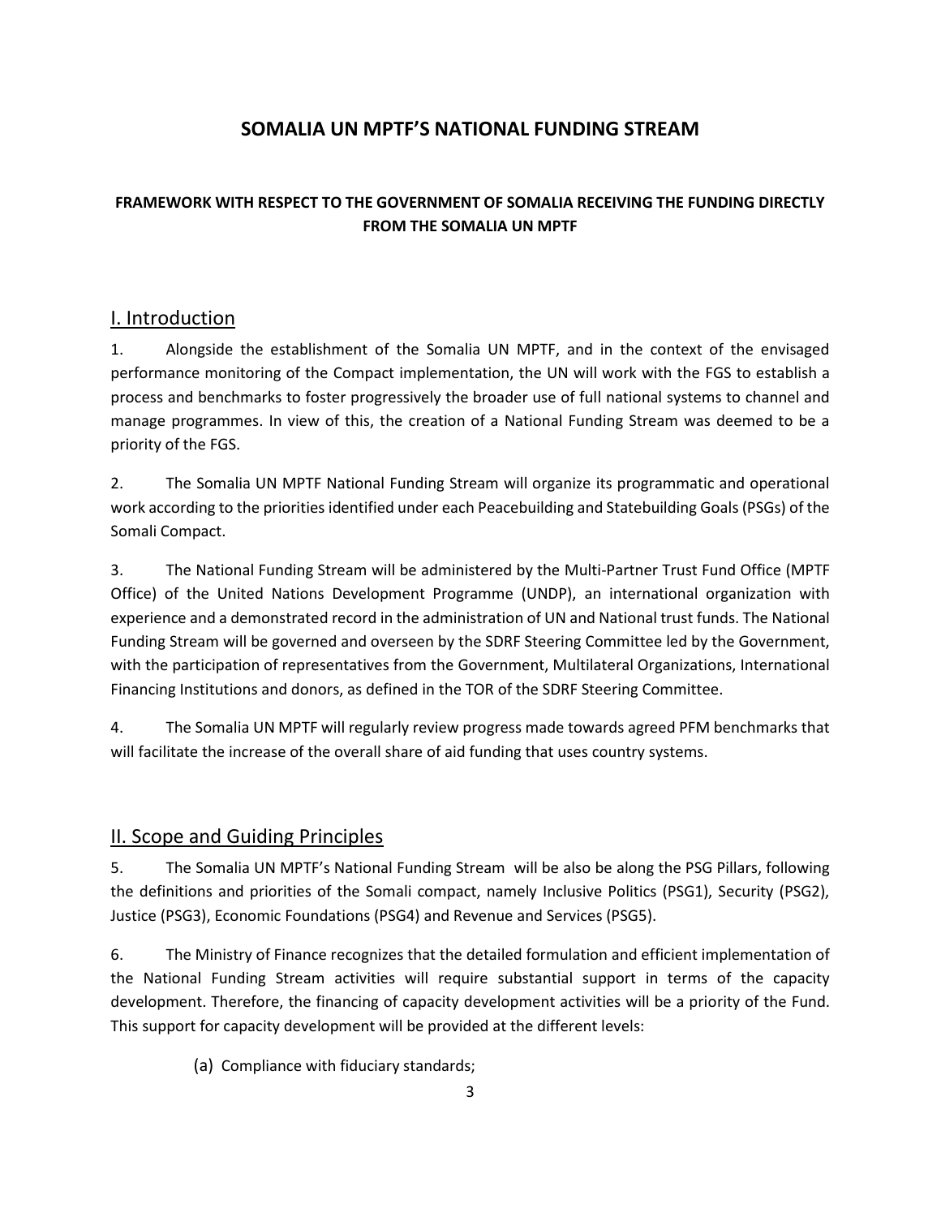# SOMALIA UN MPTF'S NATIONAL FUNDING STREAM

### FRAMEWORK WITH RESPECT TO THE GOVERNMENT OF SOMALIA RECEIVING THE FUNDING DIRECTLY FROM THE SOMALIA UN MPTF

## I. Introduction

1. Alongside the establishment of the Somalia UN MPTF, and in the context of the envisaged performance monitoring of the Compact implementation, the UN will work with the FGS to establish a process and benchmarks to foster progressively the broader use of full national systems to channel and manage programmes. In view of this, the creation of a National Funding Stream was deemed to be a priority of the FGS.

2. The Somalia UN MPTF National Funding Stream will organize its programmatic and operational work according to the priorities identified under each Peacebuilding and Statebuilding Goals (PSGs) of the Somali Compact.

3. The National Funding Stream will be administered by the Multi-Partner Trust Fund Office (MPTF Office) of the United Nations Development Programme (UNDP), an international organization with experience and a demonstrated record in the administration of UN and National trust funds. The National Funding Stream will be governed and overseen by the SDRF Steering Committee led by the Government, with the participation of representatives from the Government, Multilateral Organizations, International Financing Institutions and donors, as defined in the TOR of the SDRF Steering Committee.

4. The Somalia UN MPTF will regularly review progress made towards agreed PFM benchmarks that will facilitate the increase of the overall share of aid funding that uses country systems.

## II. Scope and Guiding Principles

5. The Somalia UN MPTF's National Funding Stream will be also be along the PSG Pillars, following the definitions and priorities of the Somali compact, namely Inclusive Politics (PSG1), Security (PSG2), Justice (PSG3), Economic Foundations (PSG4) and Revenue and Services (PSG5).

6. The Ministry of Finance recognizes that the detailed formulation and efficient implementation of the National Funding Stream activities will require substantial support in terms of the capacity development. Therefore, the financing of capacity development activities will be a priority of the Fund. This support for capacity development will be provided at the different levels:

   (a) Compliance with fiduciary standards;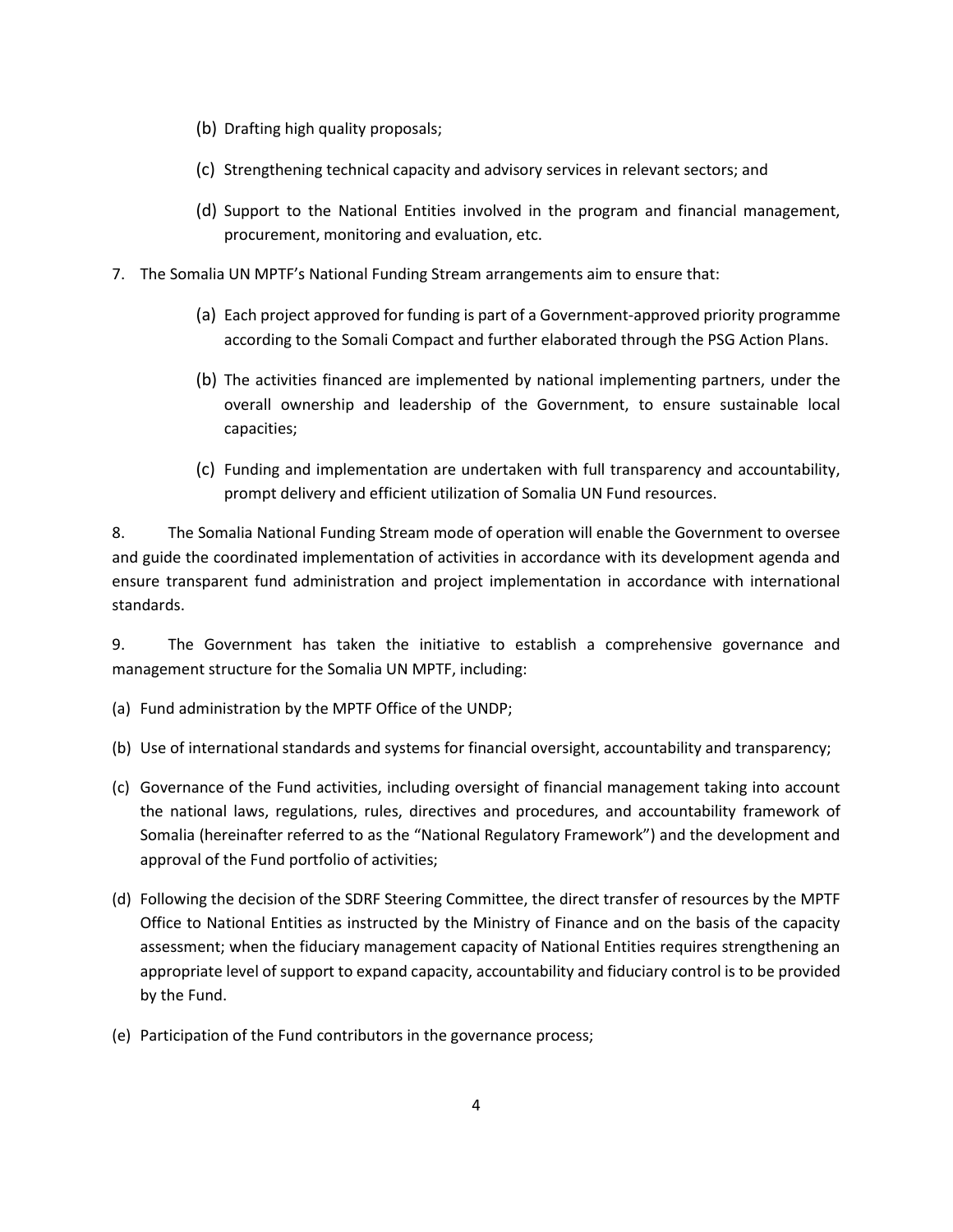(b) Drafting high quality proposals;

(c) Strengthening technical capacity and advisory services in relevant sectors; and

(d) Support to the National Entities involved in the program and financial management, procurement, monitoring and evaluation, etc.

7. The Somalia UN MPTF's National Funding Stream arrangements aim to ensure that:

   (a) Each project approved for funding is part of a Government-approved priority programme according to the Somali Compact and further elaborated through the PSG Action Plans.

   (b) The activities financed are implemented by national implementing partners, under the overall ownership and leadership of the Government, to ensure sustainable local capacities;

   (c) Funding and implementation are undertaken with full transparency and accountability, prompt delivery and efficient utilization of Somalia UN Fund resources.

8. The Somalia National Funding Stream mode of operation will enable the Government to oversee and guide the coordinated implementation of activities in accordance with its development agenda and ensure transparent fund administration and project implementation in accordance with international standards.

9. The Government has taken the initiative to establish a comprehensive governance and management structure for the Somalia UN MPTF, including:

(a) Fund administration by the MPTF Office of the UNDP;

(b) Use of international standards and systems for financial oversight, accountability and transparency;

(c) Governance of the Fund activities, including oversight of financial management taking into account the national laws, regulations, rules, directives and procedures, and accountability framework of Somalia (hereinafter referred to as the "National Regulatory Framework") and the development and approval of the Fund portfolio of activities;

(d) Following the decision of the SDRF Steering Committee, the direct transfer of resources by the MPTF Office to National Entities as instructed by the Ministry of Finance and on the basis of the capacity assessment; when the fiduciary management capacity of National Entities requires strengthening an appropriate level of support to expand capacity, accountability and fiduciary control is to be provided by the Fund.

(e) Participation of the Fund contributors in the governance process;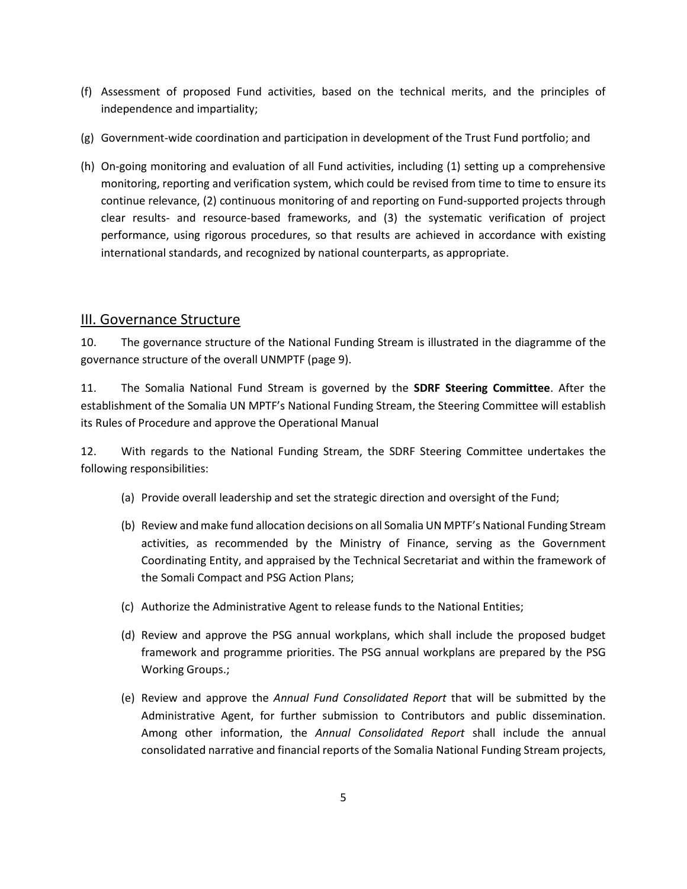(f) Assessment of proposed Fund activities, based on the technical merits, and the principles of independence and impartiality;

(g) Government-wide coordination and participation in development of the Trust Fund portfolio; and

(h) On-going monitoring and evaluation of all Fund activities, including (1) setting up a comprehensive monitoring, reporting and verification system, which could be revised from time to time to ensure its continue relevance, (2) continuous monitoring of and reporting on Fund-supported projects through clear results- and resource-based frameworks, and (3) the systematic verification of project performance, using rigorous procedures, so that results are achieved in accordance with existing international standards, and recognized by national counterparts, as appropriate.

## III. Governance Structure

10. The governance structure of the National Funding Stream is illustrated in the diagramme of the governance structure of the overall UNMPTF (page 9).

11. The Somalia National Fund Stream is governed by the **SDRF Steering Committee**. After the establishment of the Somalia UN MPTF's National Funding Stream, the Steering Committee will establish its Rules of Procedure and approve the Operational Manual

12. With regards to the National Funding Stream, the SDRF Steering Committee undertakes the following responsibilities:

(a) Provide overall leadership and set the strategic direction and oversight of the Fund;

(b) Review and make fund allocation decisions on all Somalia UN MPTF's National Funding Stream activities, as recommended by the Ministry of Finance, serving as the Government Coordinating Entity, and appraised by the Technical Secretariat and within the framework of the Somali Compact and PSG Action Plans;

(c) Authorize the Administrative Agent to release funds to the National Entities;

(d) Review and approve the PSG annual workplans, which shall include the proposed budget framework and programme priorities. The PSG annual workplans are prepared by the PSG Working Groups.;

(e) Review and approve the *Annual Fund Consolidated Report* that will be submitted by the Administrative Agent, for further submission to Contributors and public dissemination. Among other information, the *Annual Consolidated Report* shall include the annual consolidated narrative and financial reports of the Somalia National Funding Stream projects,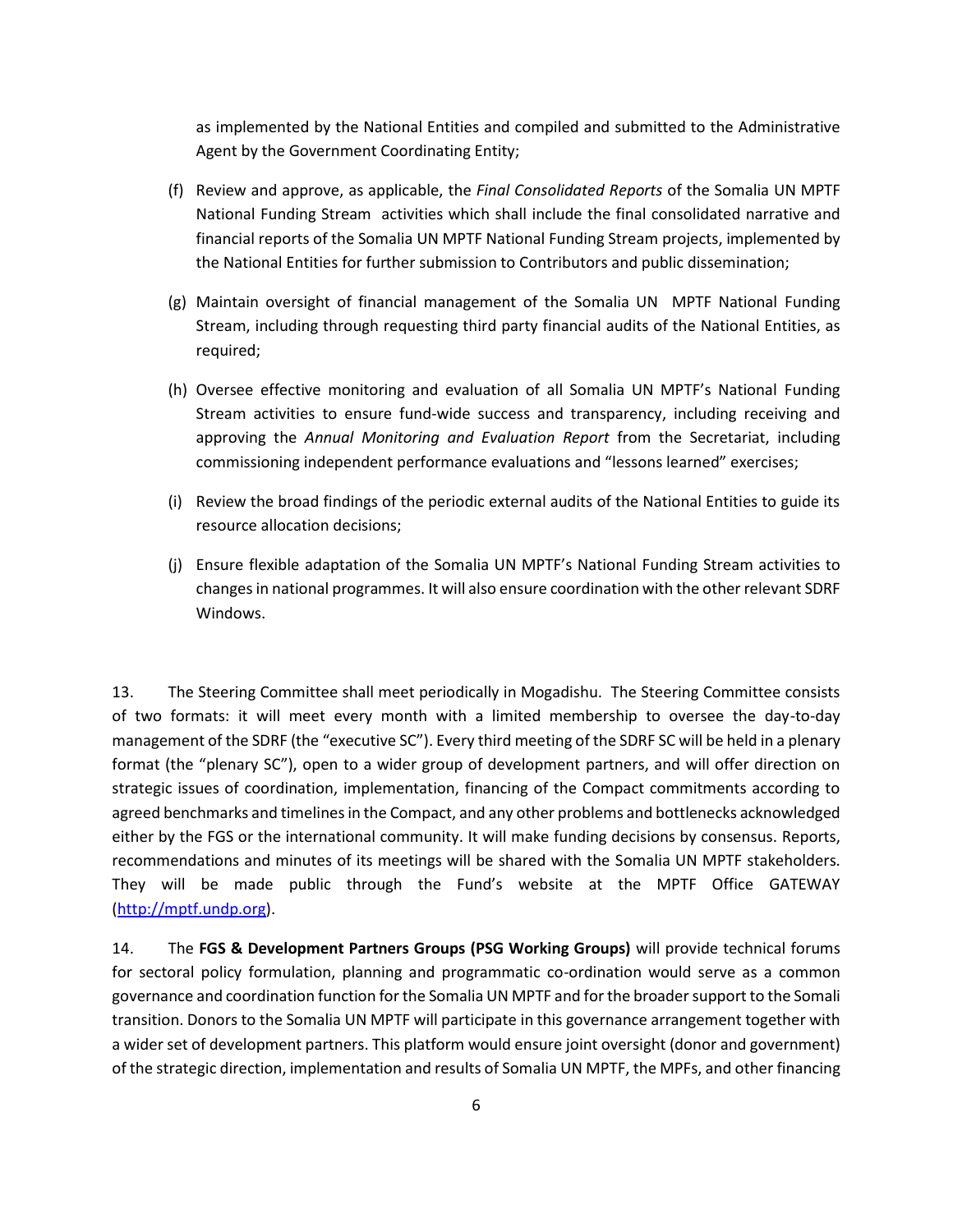as implemented by the National Entities and compiled and submitted to the Administrative Agent by the Government Coordinating Entity;

(f) Review and approve, as applicable, the *Final Consolidated Reports* of the Somalia UN MPTF National Funding Stream activities which shall include the final consolidated narrative and financial reports of the Somalia UN MPTF National Funding Stream projects, implemented by the National Entities for further submission to Contributors and public dissemination;

(g) Maintain oversight of financial management of the Somalia UN MPTF National Funding Stream, including through requesting third party financial audits of the National Entities, as required;

(h) Oversee effective monitoring and evaluation of all Somalia UN MPTF's National Funding Stream activities to ensure fund-wide success and transparency, including receiving and approving the *Annual Monitoring and Evaluation Report* from the Secretariat, including commissioning independent performance evaluations and "lessons learned" exercises;

(i) Review the broad findings of the periodic external audits of the National Entities to guide its resource allocation decisions;

(j) Ensure flexible adaptation of the Somalia UN MPTF's National Funding Stream activities to changes in national programmes. It will also ensure coordination with the other relevant SDRF Windows.

13. The Steering Committee shall meet periodically in Mogadishu. The Steering Committee consists of two formats: it will meet every month with a limited membership to oversee the day-to-day management of the SDRF (the "executive SC"). Every third meeting of the SDRF SC will be held in a plenary format (the "plenary SC"), open to a wider group of development partners, and will offer direction on strategic issues of coordination, implementation, financing of the Compact commitments according to agreed benchmarks and timelines in the Compact, and any other problems and bottlenecks acknowledged either by the FGS or the international community. It will make funding decisions by consensus. Reports, recommendations and minutes of its meetings will be shared with the Somalia UN MPTF stakeholders. They will be made public through the Fund's website at the MPTF Office GATEWAY (http://mptf.undp.org).

14. The **FGS & Development Partners Groups (PSG Working Groups)** will provide technical forums for sectoral policy formulation, planning and programmatic co-ordination would serve as a common governance and coordination function for the Somalia UN MPTF and for the broader support to the Somali transition. Donors to the Somalia UN MPTF will participate in this governance arrangement together with a wider set of development partners. This platform would ensure joint oversight (donor and government) of the strategic direction, implementation and results of Somalia UN MPTF, the MPFs, and other financing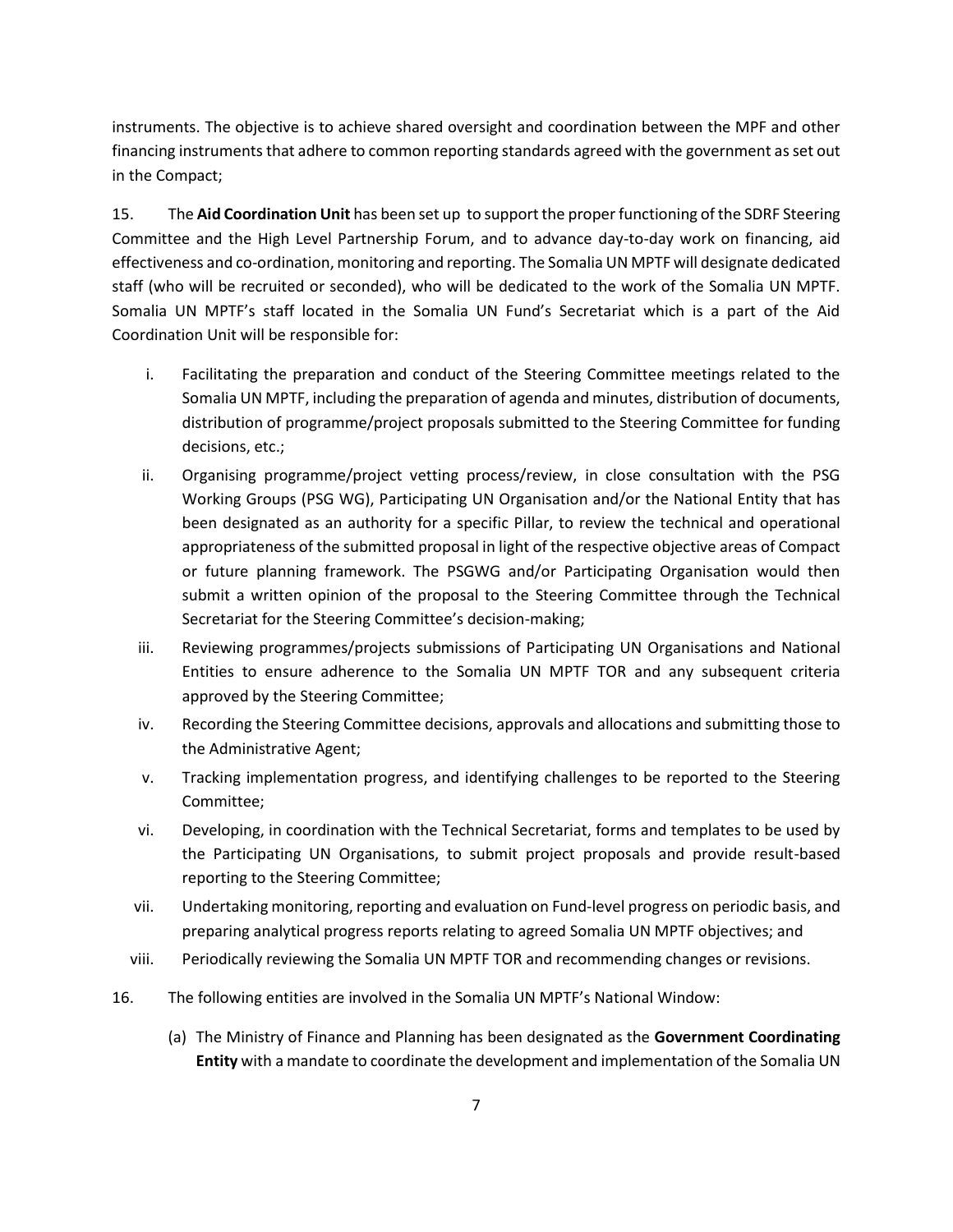instruments. The objective is to achieve shared oversight and coordination between the MPF and other financing instruments that adhere to common reporting standards agreed with the government as set out in the Compact;

15. The **Aid Coordination Unit** has been set up to support the proper functioning of the SDRF Steering Committee and the High Level Partnership Forum, and to advance day-to-day work on financing, aid effectiveness and co-ordination, monitoring and reporting. The Somalia UN MPTF will designate dedicated staff (who will be recruited or seconded), who will be dedicated to the work of the Somalia UN MPTF. Somalia UN MPTF's staff located in the Somalia UN Fund's Secretariat which is a part of the Aid Coordination Unit will be responsible for:

i. Facilitating the preparation and conduct of the Steering Committee meetings related to the Somalia UN MPTF, including the preparation of agenda and minutes, distribution of documents, distribution of programme/project proposals submitted to the Steering Committee for funding decisions, etc.;

ii. Organising programme/project vetting process/review, in close consultation with the PSG Working Groups (PSG WG), Participating UN Organisation and/or the National Entity that has been designated as an authority for a specific Pillar, to review the technical and operational appropriateness of the submitted proposal in light of the respective objective areas of Compact or future planning framework. The PSGWG and/or Participating Organisation would then submit a written opinion of the proposal to the Steering Committee through the Technical Secretariat for the Steering Committee's decision-making;

iii. Reviewing programmes/projects submissions of Participating UN Organisations and National Entities to ensure adherence to the Somalia UN MPTF TOR and any subsequent criteria approved by the Steering Committee;

iv. Recording the Steering Committee decisions, approvals and allocations and submitting those to the Administrative Agent;

v. Tracking implementation progress, and identifying challenges to be reported to the Steering Committee;

vi. Developing, in coordination with the Technical Secretariat, forms and templates to be used by the Participating UN Organisations, to submit project proposals and provide result-based reporting to the Steering Committee;

vii. Undertaking monitoring, reporting and evaluation on Fund-level progress on periodic basis, and preparing analytical progress reports relating to agreed Somalia UN MPTF objectives; and

viii. Periodically reviewing the Somalia UN MPTF TOR and recommending changes or revisions.

16. The following entities are involved in the Somalia UN MPTF's National Window:

(a) The Ministry of Finance and Planning has been designated as the **Government Coordinating Entity** with a mandate to coordinate the development and implementation of the Somalia UN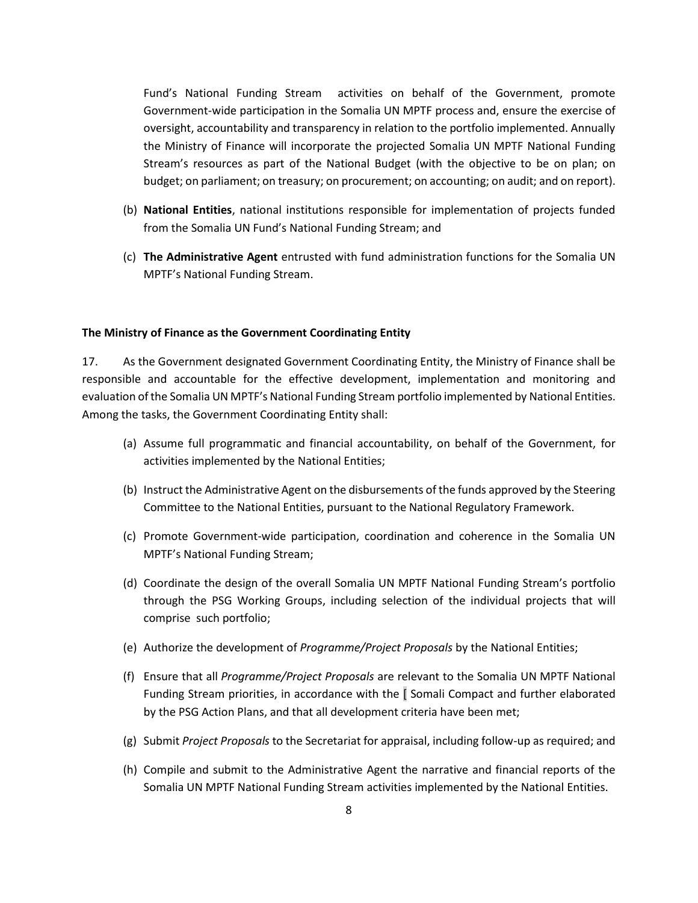Fund's National Funding Stream activities on behalf of the Government, promote Government-wide participation in the Somalia UN MPTF process and, ensure the exercise of oversight, accountability and transparency in relation to the portfolio implemented. Annually the Ministry of Finance will incorporate the projected Somalia UN MPTF National Funding Stream's resources as part of the National Budget (with the objective to be on plan; on budget; on parliament; on treasury; on procurement; on accounting; on audit; and on report).

(b) **National Entities**, national institutions responsible for implementation of projects funded from the Somalia UN Fund's National Funding Stream; and

(c) **The Administrative Agent** entrusted with fund administration functions for the Somalia UN MPTF's National Funding Stream.

**The Ministry of Finance as the Government Coordinating Entity**

17. As the Government designated Government Coordinating Entity, the Ministry of Finance shall be responsible and accountable for the effective development, implementation and monitoring and evaluation of the Somalia UN MPTF's National Funding Stream portfolio implemented by National Entities. Among the tasks, the Government Coordinating Entity shall:

(a) Assume full programmatic and financial accountability, on behalf of the Government, for activities implemented by the National Entities;

(b) Instruct the Administrative Agent on the disbursements of the funds approved by the Steering Committee to the National Entities, pursuant to the National Regulatory Framework.

(c) Promote Government-wide participation, coordination and coherence in the Somalia UN MPTF's National Funding Stream;

(d) Coordinate the design of the overall Somalia UN MPTF National Funding Stream's portfolio through the PSG Working Groups, including selection of the individual projects that will comprise such portfolio;

(e) Authorize the development of *Programme/Project Proposals* by the National Entities;

(f) Ensure that all *Programme/Project Proposals* are relevant to the Somalia UN MPTF National Funding Stream priorities, in accordance with the [ Somali Compact and further elaborated by the PSG Action Plans, and that all development criteria have been met;

(g) Submit *Project Proposals* to the Secretariat for appraisal, including follow-up as required; and

(h) Compile and submit to the Administrative Agent the narrative and financial reports of the Somalia UN MPTF National Funding Stream activities implemented by the National Entities.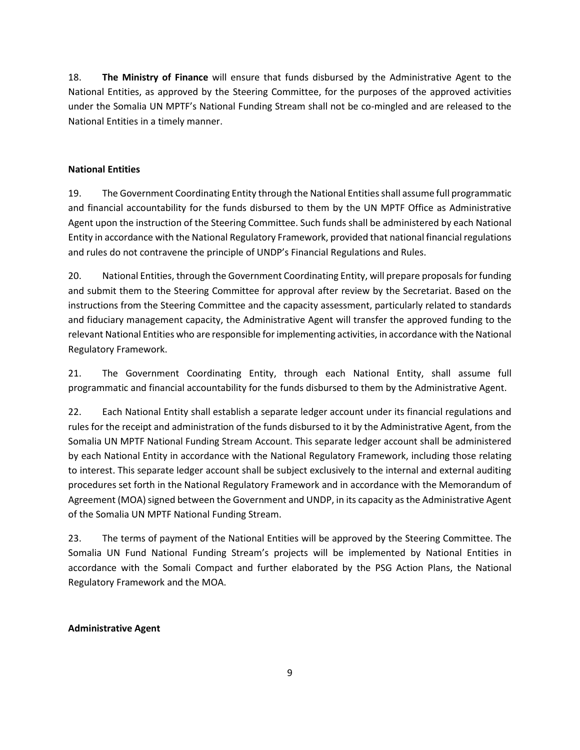18. **The Ministry of Finance** will ensure that funds disbursed by the Administrative Agent to the National Entities, as approved by the Steering Committee, for the purposes of the approved activities under the Somalia UN MPTF's National Funding Stream shall not be co-mingled and are released to the National Entities in a timely manner.

**National Entities**

19. The Government Coordinating Entity through the National Entities shall assume full programmatic and financial accountability for the funds disbursed to them by the UN MPTF Office as Administrative Agent upon the instruction of the Steering Committee. Such funds shall be administered by each National Entity in accordance with the National Regulatory Framework, provided that national financial regulations and rules do not contravene the principle of UNDP's Financial Regulations and Rules.

20. National Entities, through the Government Coordinating Entity, will prepare proposals for funding and submit them to the Steering Committee for approval after review by the Secretariat. Based on the instructions from the Steering Committee and the capacity assessment, particularly related to standards and fiduciary management capacity, the Administrative Agent will transfer the approved funding to the relevant National Entities who are responsible for implementing activities, in accordance with the National Regulatory Framework.

21. The Government Coordinating Entity, through each National Entity, shall assume full programmatic and financial accountability for the funds disbursed to them by the Administrative Agent.

22. Each National Entity shall establish a separate ledger account under its financial regulations and rules for the receipt and administration of the funds disbursed to it by the Administrative Agent, from the Somalia UN MPTF National Funding Stream Account. This separate ledger account shall be administered by each National Entity in accordance with the National Regulatory Framework, including those relating to interest. This separate ledger account shall be subject exclusively to the internal and external auditing procedures set forth in the National Regulatory Framework and in accordance with the Memorandum of Agreement (MOA) signed between the Government and UNDP, in its capacity as the Administrative Agent of the Somalia UN MPTF National Funding Stream.

23. The terms of payment of the National Entities will be approved by the Steering Committee. The Somalia UN Fund National Funding Stream's projects will be implemented by National Entities in accordance with the Somali Compact and further elaborated by the PSG Action Plans, the National Regulatory Framework and the MOA.

**Administrative Agent**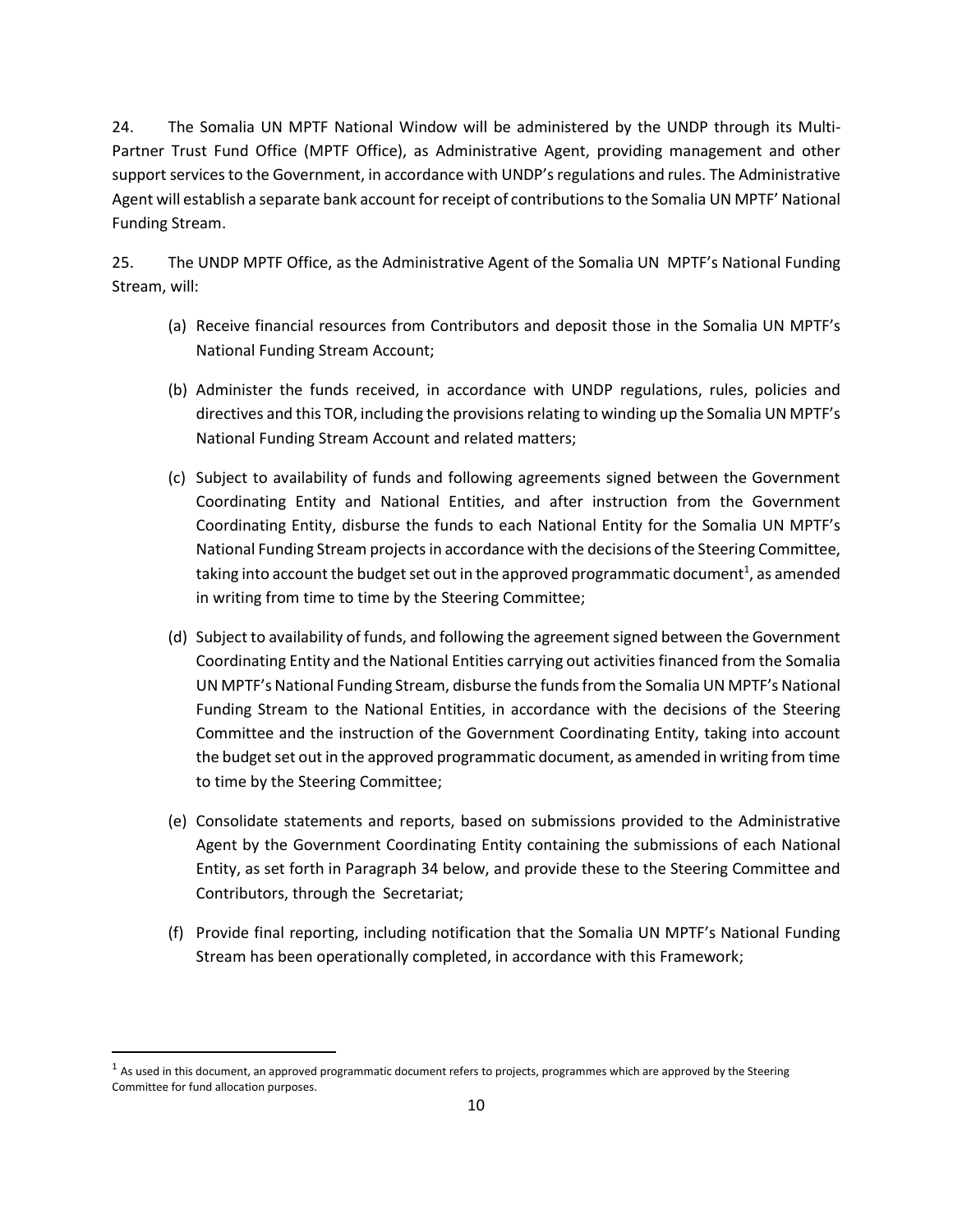24. The Somalia UN MPTF National Window will be administered by the UNDP through its Multi-Partner Trust Fund Office (MPTF Office), as Administrative Agent, providing management and other support services to the Government, in accordance with UNDP's regulations and rules. The Administrative Agent will establish a separate bank account for receipt of contributions to the Somalia UN MPTF' National Funding Stream.

25. The UNDP MPTF Office, as the Administrative Agent of the Somalia UN MPTF's National Funding Stream, will:

(a) Receive financial resources from Contributors and deposit those in the Somalia UN MPTF's National Funding Stream Account;

(b) Administer the funds received, in accordance with UNDP regulations, rules, policies and directives and this TOR, including the provisions relating to winding up the Somalia UN MPTF's National Funding Stream Account and related matters;

(c) Subject to availability of funds and following agreements signed between the Government Coordinating Entity and National Entities, and after instruction from the Government Coordinating Entity, disburse the funds to each National Entity for the Somalia UN MPTF's National Funding Stream projects in accordance with the decisions of the Steering Committee, taking into account the budget set out in the approved programmatic document[1], as amended in writing from time to time by the Steering Committee;

(d) Subject to availability of funds, and following the agreement signed between the Government Coordinating Entity and the National Entities carrying out activities financed from the Somalia UN MPTF's National Funding Stream, disburse the funds from the Somalia UN MPTF's National Funding Stream to the National Entities, in accordance with the decisions of the Steering Committee and the instruction of the Government Coordinating Entity, taking into account the budget set out in the approved programmatic document, as amended in writing from time to time by the Steering Committee;

(e) Consolidate statements and reports, based on submissions provided to the Administrative Agent by the Government Coordinating Entity containing the submissions of each National Entity, as set forth in Paragraph 34 below, and provide these to the Steering Committee and Contributors, through the Secretariat;

(f) Provide final reporting, including notification that the Somalia UN MPTF's National Funding Stream has been operationally completed, in accordance with this Framework;

[1] As used in this document, an approved programmatic document refers to projects, programmes which are approved by the Steering Committee for fund allocation purposes.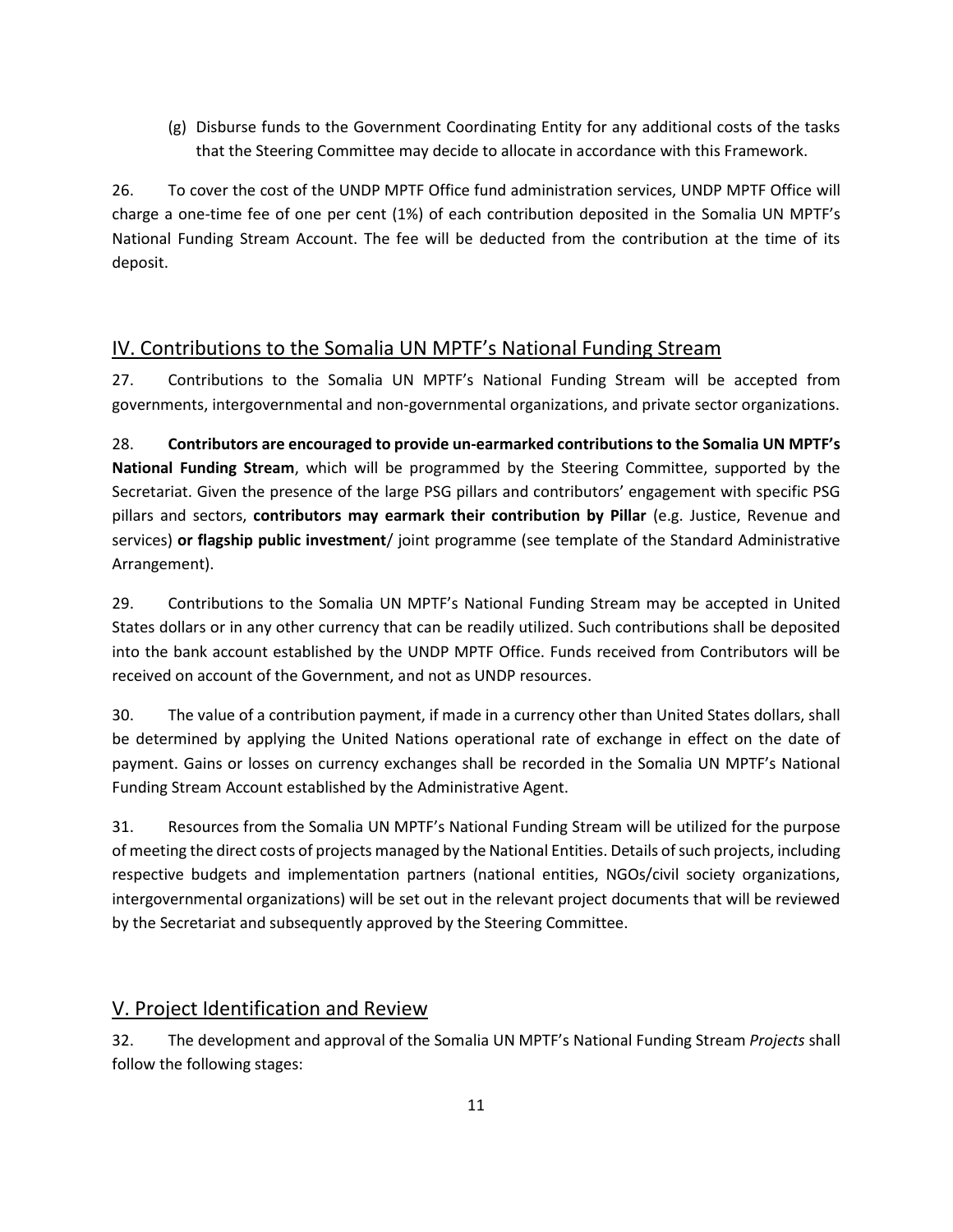(g) Disburse funds to the Government Coordinating Entity for any additional costs of the tasks that the Steering Committee may decide to allocate in accordance with this Framework.

26. To cover the cost of the UNDP MPTF Office fund administration services, UNDP MPTF Office will charge a one-time fee of one per cent (1%) of each contribution deposited in the Somalia UN MPTF's National Funding Stream Account. The fee will be deducted from the contribution at the time of its deposit.

## IV. Contributions to the Somalia UN MPTF's National Funding Stream

27. Contributions to the Somalia UN MPTF's National Funding Stream will be accepted from governments, intergovernmental and non-governmental organizations, and private sector organizations.

28. **Contributors are encouraged to provide un-earmarked contributions to the Somalia UN MPTF's National Funding Stream**, which will be programmed by the Steering Committee, supported by the Secretariat. Given the presence of the large PSG pillars and contributors' engagement with specific PSG pillars and sectors, **contributors may earmark their contribution by Pillar** (e.g. Justice, Revenue and services) **or flagship public investment**/ joint programme (see template of the Standard Administrative Arrangement).

29. Contributions to the Somalia UN MPTF's National Funding Stream may be accepted in United States dollars or in any other currency that can be readily utilized. Such contributions shall be deposited into the bank account established by the UNDP MPTF Office. Funds received from Contributors will be received on account of the Government, and not as UNDP resources.

30. The value of a contribution payment, if made in a currency other than United States dollars, shall be determined by applying the United Nations operational rate of exchange in effect on the date of payment. Gains or losses on currency exchanges shall be recorded in the Somalia UN MPTF's National Funding Stream Account established by the Administrative Agent.

31. Resources from the Somalia UN MPTF's National Funding Stream will be utilized for the purpose of meeting the direct costs of projects managed by the National Entities. Details of such projects, including respective budgets and implementation partners (national entities, NGOs/civil society organizations, intergovernmental organizations) will be set out in the relevant project documents that will be reviewed by the Secretariat and subsequently approved by the Steering Committee.

## V. Project Identification and Review

32. The development and approval of the Somalia UN MPTF's National Funding Stream *Projects* shall follow the following stages: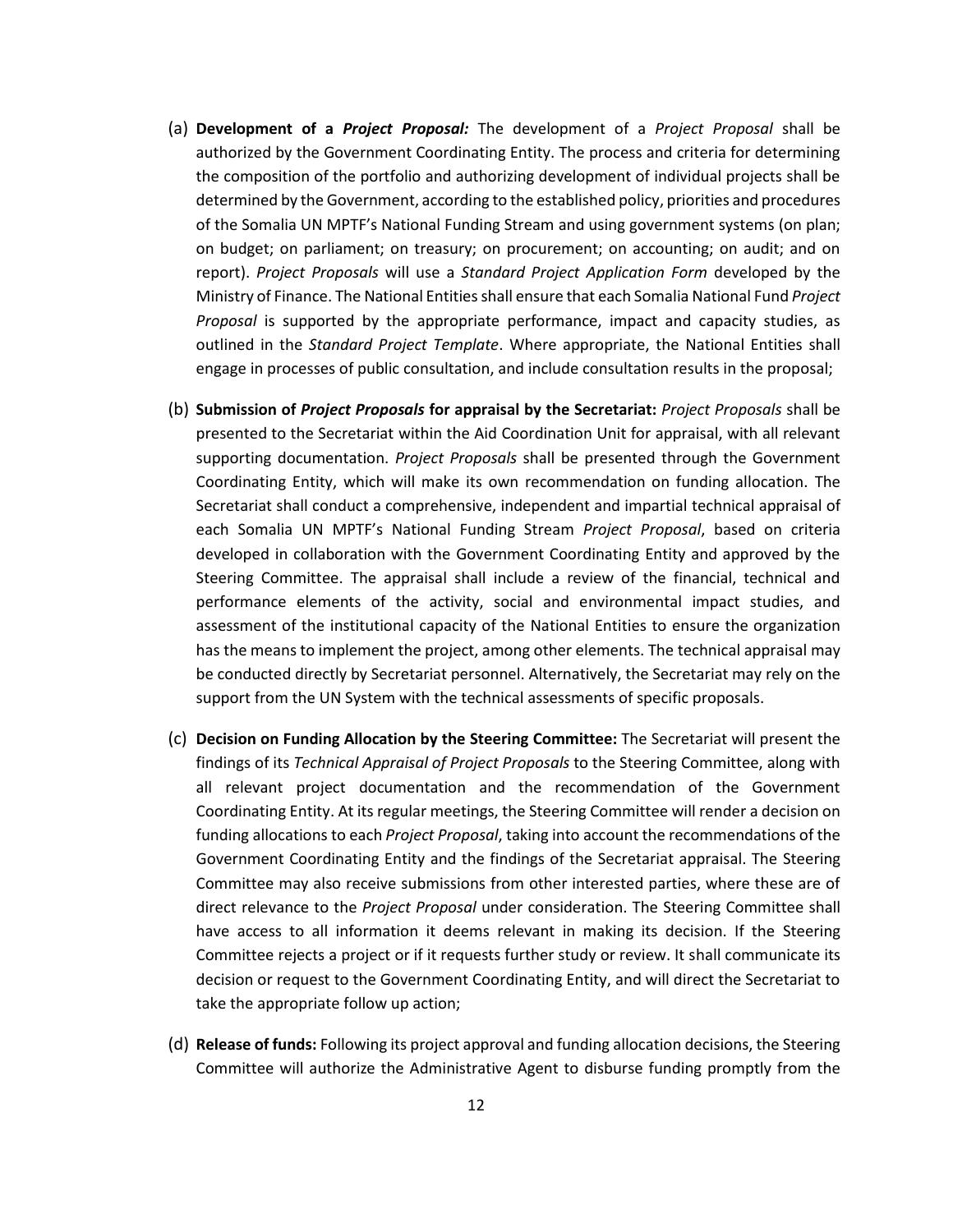(a) **Development of a *Project Proposal:*** The development of a *Project Proposal* shall be authorized by the Government Coordinating Entity. The process and criteria for determining the composition of the portfolio and authorizing development of individual projects shall be determined by the Government, according to the established policy, priorities and procedures of the Somalia UN MPTF's National Funding Stream and using government systems (on plan; on budget; on parliament; on treasury; on procurement; on accounting; on audit; and on report). *Project Proposals* will use a *Standard Project Application Form* developed by the Ministry of Finance. The National Entities shall ensure that each Somalia National Fund *Project Proposal* is supported by the appropriate performance, impact and capacity studies, as outlined in the *Standard Project Template*. Where appropriate, the National Entities shall engage in processes of public consultation, and include consultation results in the proposal;

(b) **Submission of *Project Proposals* for appraisal by the Secretariat:** *Project Proposals* shall be presented to the Secretariat within the Aid Coordination Unit for appraisal, with all relevant supporting documentation. *Project Proposals* shall be presented through the Government Coordinating Entity, which will make its own recommendation on funding allocation. The Secretariat shall conduct a comprehensive, independent and impartial technical appraisal of each Somalia UN MPTF's National Funding Stream *Project Proposal*, based on criteria developed in collaboration with the Government Coordinating Entity and approved by the Steering Committee. The appraisal shall include a review of the financial, technical and performance elements of the activity, social and environmental impact studies, and assessment of the institutional capacity of the National Entities to ensure the organization has the means to implement the project, among other elements. The technical appraisal may be conducted directly by Secretariat personnel. Alternatively, the Secretariat may rely on the support from the UN System with the technical assessments of specific proposals.

(c) **Decision on Funding Allocation by the Steering Committee:** The Secretariat will present the findings of its *Technical Appraisal of Project Proposals* to the Steering Committee, along with all relevant project documentation and the recommendation of the Government Coordinating Entity. At its regular meetings, the Steering Committee will render a decision on funding allocations to each *Project Proposal*, taking into account the recommendations of the Government Coordinating Entity and the findings of the Secretariat appraisal. The Steering Committee may also receive submissions from other interested parties, where these are of direct relevance to the *Project Proposal* under consideration. The Steering Committee shall have access to all information it deems relevant in making its decision. If the Steering Committee rejects a project or if it requests further study or review. It shall communicate its decision or request to the Government Coordinating Entity, and will direct the Secretariat to take the appropriate follow up action;

(d) **Release of funds:** Following its project approval and funding allocation decisions, the Steering Committee will authorize the Administrative Agent to disburse funding promptly from the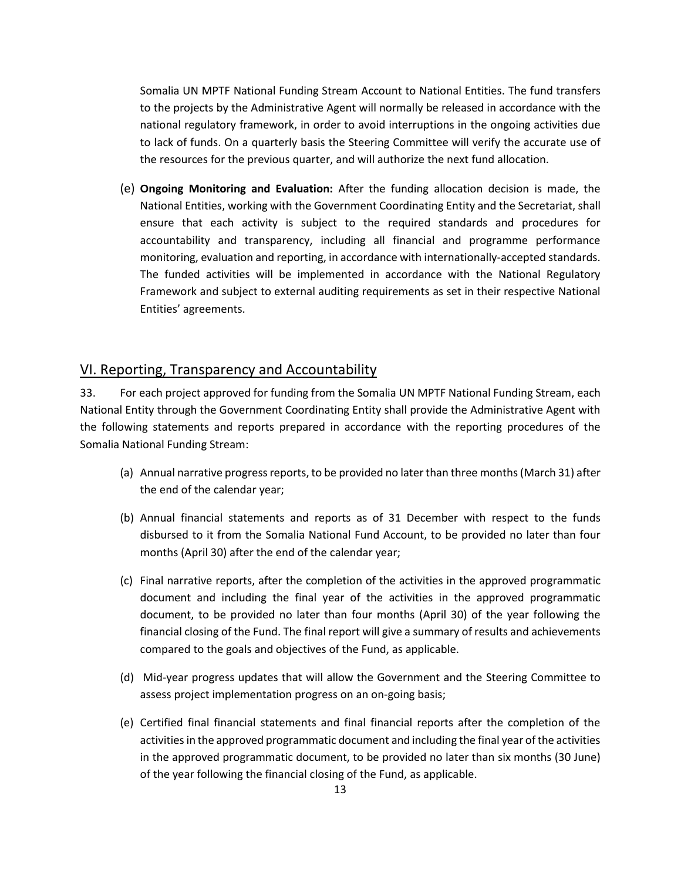Somalia UN MPTF National Funding Stream Account to National Entities. The fund transfers to the projects by the Administrative Agent will normally be released in accordance with the national regulatory framework, in order to avoid interruptions in the ongoing activities due to lack of funds. On a quarterly basis the Steering Committee will verify the accurate use of the resources for the previous quarter, and will authorize the next fund allocation.

(e) **Ongoing Monitoring and Evaluation:** After the funding allocation decision is made, the National Entities, working with the Government Coordinating Entity and the Secretariat, shall ensure that each activity is subject to the required standards and procedures for accountability and transparency, including all financial and programme performance monitoring, evaluation and reporting, in accordance with internationally-accepted standards. The funded activities will be implemented in accordance with the National Regulatory Framework and subject to external auditing requirements as set in their respective National Entities' agreements.

## VI. Reporting, Transparency and Accountability

33. For each project approved for funding from the Somalia UN MPTF National Funding Stream, each National Entity through the Government Coordinating Entity shall provide the Administrative Agent with the following statements and reports prepared in accordance with the reporting procedures of the Somalia National Funding Stream:

(a) Annual narrative progress reports, to be provided no later than three months (March 31) after the end of the calendar year;

(b) Annual financial statements and reports as of 31 December with respect to the funds disbursed to it from the Somalia National Fund Account, to be provided no later than four months (April 30) after the end of the calendar year;

(c) Final narrative reports, after the completion of the activities in the approved programmatic document and including the final year of the activities in the approved programmatic document, to be provided no later than four months (April 30) of the year following the financial closing of the Fund. The final report will give a summary of results and achievements compared to the goals and objectives of the Fund, as applicable.

(d) Mid-year progress updates that will allow the Government and the Steering Committee to assess project implementation progress on an on-going basis;

(e) Certified final financial statements and final financial reports after the completion of the activities in the approved programmatic document and including the final year of the activities in the approved programmatic document, to be provided no later than six months (30 June) of the year following the financial closing of the Fund, as applicable.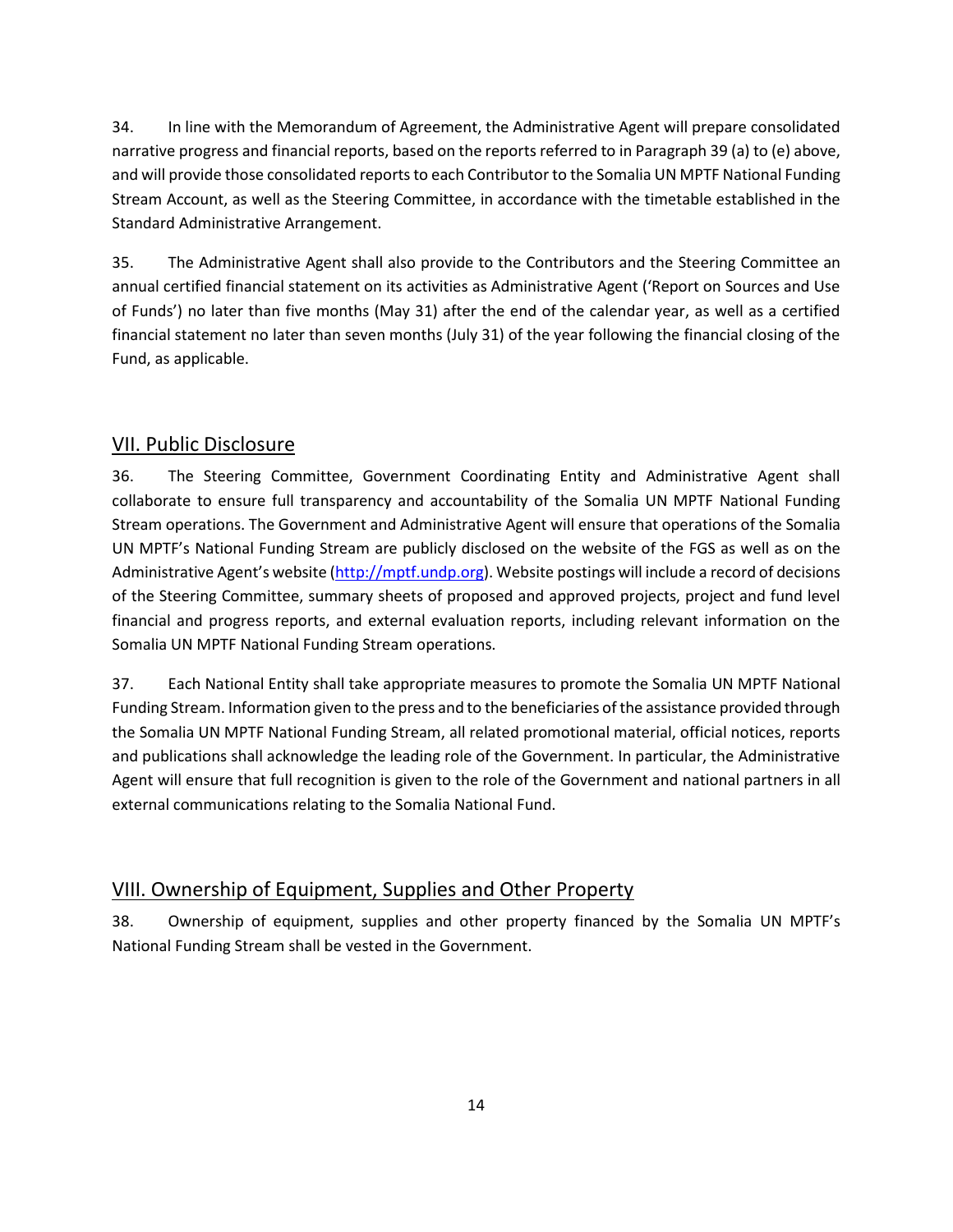34. In line with the Memorandum of Agreement, the Administrative Agent will prepare consolidated narrative progress and financial reports, based on the reports referred to in Paragraph 39 (a) to (e) above, and will provide those consolidated reports to each Contributor to the Somalia UN MPTF National Funding Stream Account, as well as the Steering Committee, in accordance with the timetable established in the Standard Administrative Arrangement.

35. The Administrative Agent shall also provide to the Contributors and the Steering Committee an annual certified financial statement on its activities as Administrative Agent ('Report on Sources and Use of Funds') no later than five months (May 31) after the end of the calendar year, as well as a certified financial statement no later than seven months (July 31) of the year following the financial closing of the Fund, as applicable.

## VII. Public Disclosure

36. The Steering Committee, Government Coordinating Entity and Administrative Agent shall collaborate to ensure full transparency and accountability of the Somalia UN MPTF National Funding Stream operations. The Government and Administrative Agent will ensure that operations of the Somalia UN MPTF's National Funding Stream are publicly disclosed on the website of the FGS as well as on the Administrative Agent's website (http://mptf.undp.org). Website postings will include a record of decisions of the Steering Committee, summary sheets of proposed and approved projects, project and fund level financial and progress reports, and external evaluation reports, including relevant information on the Somalia UN MPTF National Funding Stream operations.

37. Each National Entity shall take appropriate measures to promote the Somalia UN MPTF National Funding Stream. Information given to the press and to the beneficiaries of the assistance provided through the Somalia UN MPTF National Funding Stream, all related promotional material, official notices, reports and publications shall acknowledge the leading role of the Government. In particular, the Administrative Agent will ensure that full recognition is given to the role of the Government and national partners in all external communications relating to the Somalia National Fund.

## VIII. Ownership of Equipment, Supplies and Other Property

38. Ownership of equipment, supplies and other property financed by the Somalia UN MPTF's National Funding Stream shall be vested in the Government.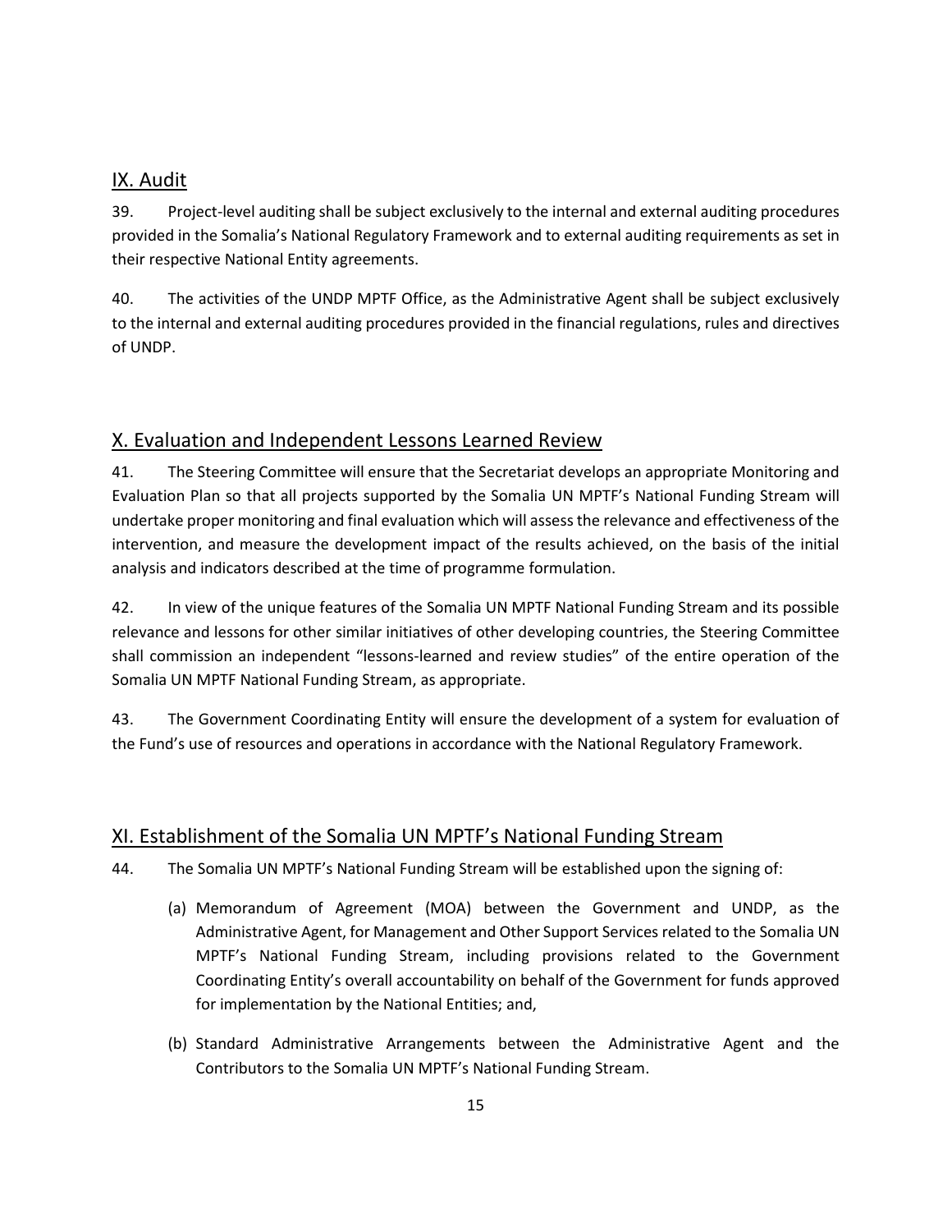## IX. Audit

39. Project-level auditing shall be subject exclusively to the internal and external auditing procedures provided in the Somalia's National Regulatory Framework and to external auditing requirements as set in their respective National Entity agreements.

40. The activities of the UNDP MPTF Office, as the Administrative Agent shall be subject exclusively to the internal and external auditing procedures provided in the financial regulations, rules and directives of UNDP.

## X. Evaluation and Independent Lessons Learned Review

41. The Steering Committee will ensure that the Secretariat develops an appropriate Monitoring and Evaluation Plan so that all projects supported by the Somalia UN MPTF's National Funding Stream will undertake proper monitoring and final evaluation which will assess the relevance and effectiveness of the intervention, and measure the development impact of the results achieved, on the basis of the initial analysis and indicators described at the time of programme formulation.

42. In view of the unique features of the Somalia UN MPTF National Funding Stream and its possible relevance and lessons for other similar initiatives of other developing countries, the Steering Committee shall commission an independent "lessons-learned and review studies" of the entire operation of the Somalia UN MPTF National Funding Stream, as appropriate.

43. The Government Coordinating Entity will ensure the development of a system for evaluation of the Fund's use of resources and operations in accordance with the National Regulatory Framework.

## XI. Establishment of the Somalia UN MPTF's National Funding Stream

44. The Somalia UN MPTF's National Funding Stream will be established upon the signing of:

(a) Memorandum of Agreement (MOA) between the Government and UNDP, as the Administrative Agent, for Management and Other Support Services related to the Somalia UN MPTF's National Funding Stream, including provisions related to the Government Coordinating Entity's overall accountability on behalf of the Government for funds approved for implementation by the National Entities; and,

(b) Standard Administrative Arrangements between the Administrative Agent and the Contributors to the Somalia UN MPTF's National Funding Stream.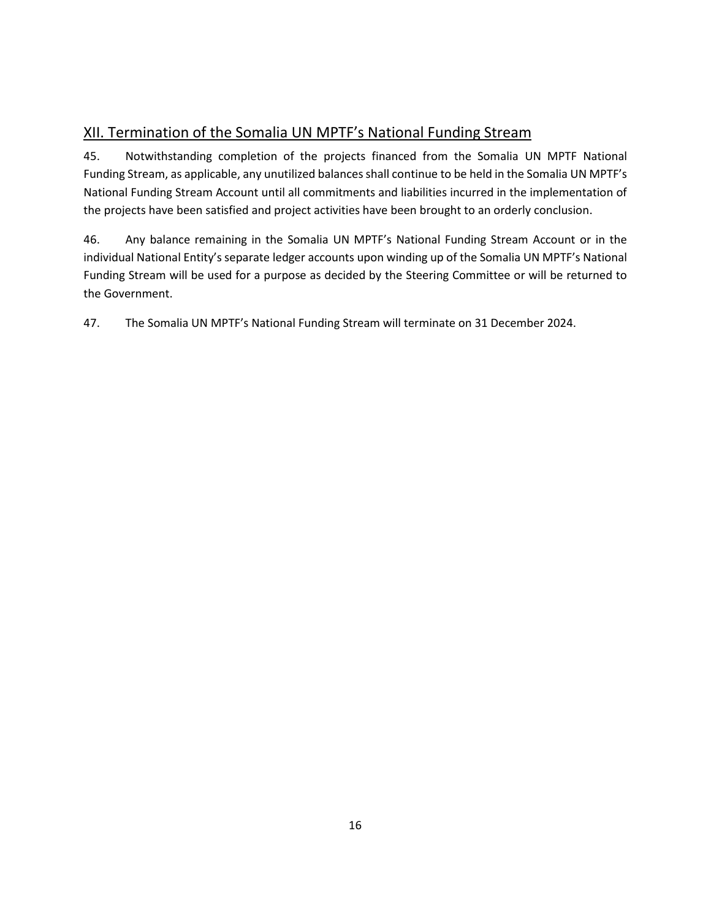## XII. Termination of the Somalia UN MPTF's National Funding Stream

45. Notwithstanding completion of the projects financed from the Somalia UN MPTF National Funding Stream, as applicable, any unutilized balances shall continue to be held in the Somalia UN MPTF's National Funding Stream Account until all commitments and liabilities incurred in the implementation of the projects have been satisfied and project activities have been brought to an orderly conclusion.

46. Any balance remaining in the Somalia UN MPTF's National Funding Stream Account or in the individual National Entity's separate ledger accounts upon winding up of the Somalia UN MPTF's National Funding Stream will be used for a purpose as decided by the Steering Committee or will be returned to the Government.

47. The Somalia UN MPTF's National Funding Stream will terminate on 31 December 2024.